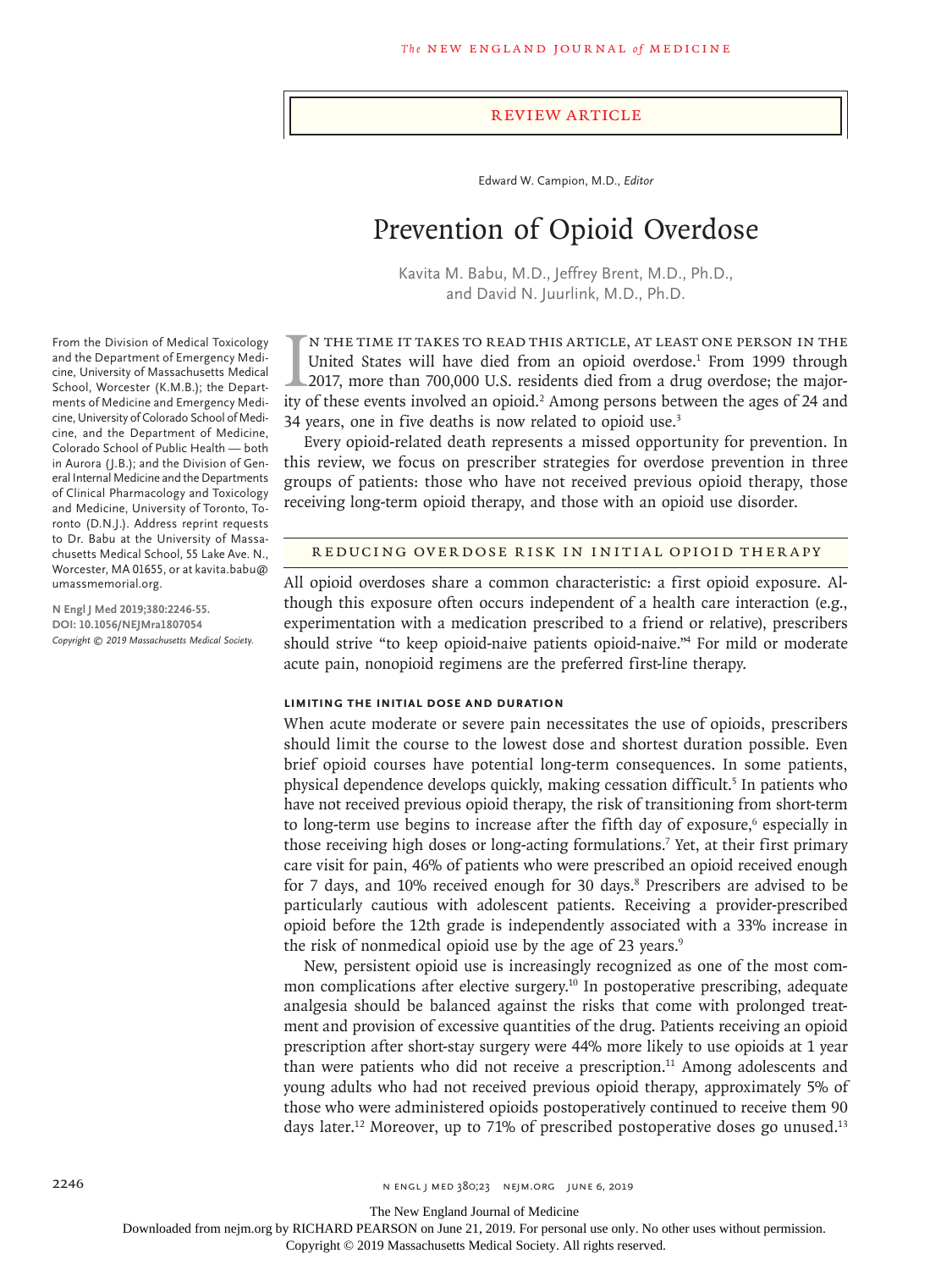REVIEW ARTICLE

Edward W. Campion, M.D., *Editor*

# Prevention of Opioid Overdose

Kavita M. Babu, M.D., Jeffrey Brent, M.D., Ph.D., and David N. Juurlink, M.D., Ph.D.

From the Division of Medical Toxicology and the Department of Emergency Medicine, University of Massachusetts Medical School, Worcester (K.M.B.); the Departments of Medicine and Emergency Medicine, University of Colorado School of Medicine, and the Department of Medicine, Colorado School of Public Health — both in Aurora (J.B.); and the Division of General Internal Medicine and the Departments of Clinical Pharmacology and Toxicology and Medicine, University of Toronto, Toronto (D.N.J.). Address reprint requests to Dr. Babu at the University of Massachusetts Medical School, 55 Lake Ave. N., Worcester, MA 01655, or at kavita.babu@umassmemorial.org.

**N Engl J Med 2019;380:2246-55.**
**DOI: 10.1056/NEJMra1807054**
*Copyright © 2019 Massachusetts Medical Society.*

In the time it takes to read this article, at least one person in the United States will have died from an opioid overdose.[1] From 1999 through 2017, more than 700,000 U.S. residents died from a drug overdose; the majority of these events involved an opioid.[2] Among persons between the ages of 24 and 34 years, one in five deaths is now related to opioid use.[3]

Every opioid-related death represents a missed opportunity for prevention. In this review, we focus on prescriber strategies for overdose prevention in three groups of patients: those who have not received previous opioid therapy, those receiving long-term opioid therapy, and those with an opioid use disorder.

## REDUCING OVERDOSE RISK IN INITIAL OPIOID THERAPY

All opioid overdoses share a common characteristic: a first opioid exposure. Although this exposure often occurs independent of a health care interaction (e.g., experimentation with a medication prescribed to a friend or relative), prescribers should strive "to keep opioid-naive patients opioid-naive."[4] For mild or moderate acute pain, nonopioid regimens are the preferred first-line therapy.

### LIMITING THE INITIAL DOSE AND DURATION

When acute moderate or severe pain necessitates the use of opioids, prescribers should limit the course to the lowest dose and shortest duration possible. Even brief opioid courses have potential long-term consequences. In some patients, physical dependence develops quickly, making cessation difficult.[5] In patients who have not received previous opioid therapy, the risk of transitioning from short-term to long-term use begins to increase after the fifth day of exposure,[6] especially in those receiving high doses or long-acting formulations.[7] Yet, at their first primary care visit for pain, 46% of patients who were prescribed an opioid received enough for 7 days, and 10% received enough for 30 days.[8] Prescribers are advised to be particularly cautious with adolescent patients. Receiving a provider-prescribed opioid before the 12th grade is independently associated with a 33% increase in the risk of nonmedical opioid use by the age of 23 years.[9]

New, persistent opioid use is increasingly recognized as one of the most common complications after elective surgery.[10] In postoperative prescribing, adequate analgesia should be balanced against the risks that come with prolonged treatment and provision of excessive quantities of the drug. Patients receiving an opioid prescription after short-stay surgery were 44% more likely to use opioids at 1 year than were patients who did not receive a prescription.[11] Among adolescents and young adults who had not received previous opioid therapy, approximately 5% of those who were administered opioids postoperatively continued to receive them 90 days later.[12] Moreover, up to 71% of prescribed postoperative doses go unused.[13]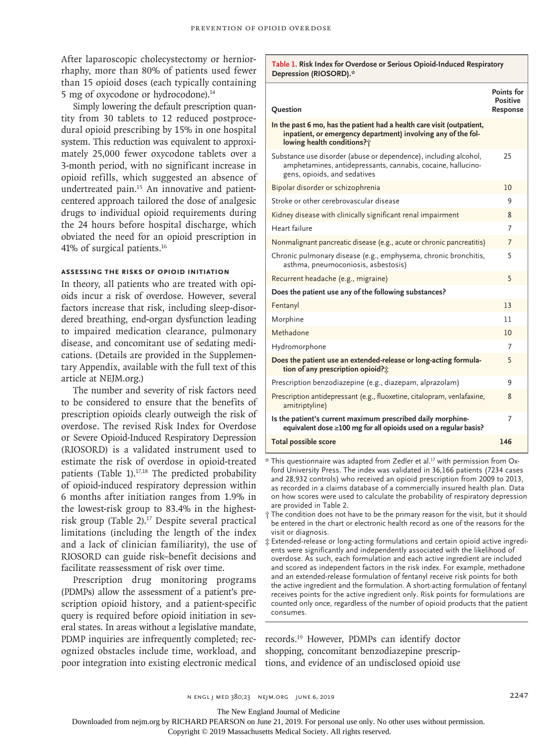After laparoscopic cholecystectomy or herniorrhaphy, more than 80% of patients used fewer than 15 opioid doses (each typically containing 5 mg of oxycodone or hydrocodone).[14]

Simply lowering the default prescription quantity from 30 tablets to 12 reduced postprocedural opioid prescribing by 15% in one hospital system. This reduction was equivalent to approximately 25,000 fewer oxycodone tablets over a 3-month period, with no significant increase in opioid refills, which suggested an absence of undertreated pain.[15] An innovative and patient-centered approach tailored the dose of analgesic drugs to individual opioid requirements during the 24 hours before hospital discharge, which obviated the need for an opioid prescription in 41% of surgical patients.[16]

### Assessing the Risks of Opioid Initiation

In theory, all patients who are treated with opioids incur a risk of overdose. However, several factors increase that risk, including sleep-disordered breathing, end-organ dysfunction leading to impaired medication clearance, pulmonary disease, and concomitant use of sedating medications. (Details are provided in the Supplementary Appendix, available with the full text of this article at NEJM.org.)

The number and severity of risk factors need to be considered to ensure that the benefits of prescription opioids clearly outweigh the risk of overdose. The revised Risk Index for Overdose or Severe Opioid-Induced Respiratory Depression (RIOSORD) is a validated instrument used to estimate the risk of overdose in opioid-treated patients (Table 1).[17,18] The predicted probability of opioid-induced respiratory depression within 6 months after initiation ranges from 1.9% in the lowest-risk group to 83.4% in the highest-risk group (Table 2).[17] Despite several practical limitations (including the length of the index and a lack of clinician familiarity), the use of RIOSORD can guide risk–benefit decisions and facilitate reassessment of risk over time.

Prescription drug monitoring programs (PDMPs) allow the assessment of a patient's prescription opioid history, and a patient-specific query is required before opioid initiation in several states. In areas without a legislative mandate, PDMP inquiries are infrequently completed; recognized obstacles include time, workload, and poor integration into existing electronic medical records.[19] However, PDMPs can identify doctor shopping, concomitant benzodiazepine prescriptions, and evidence of an undisclosed opioid use

**Table 1. Risk Index for Overdose or Serious Opioid-Induced Respiratory Depression (RIOSORD).***

| Question | Points for Positive Response |
|---|---|
| **In the past 6 mo, has the patient had a health care visit (outpatient, inpatient, or emergency department) involving any of the following health conditions?†** | |
| Substance use disorder (abuse or dependence), including alcohol, amphetamines, antidepressants, cannabis, cocaine, hallucinogens, opioids, and sedatives | 25 |
| Bipolar disorder or schizophrenia | 10 |
| Stroke or other cerebrovascular disease | 9 |
| Kidney disease with clinically significant renal impairment | 8 |
| Heart failure | 7 |
| Nonmalignant pancreatic disease (e.g., acute or chronic pancreatitis) | 7 |
| Chronic pulmonary disease (e.g., emphysema, chronic bronchitis, asthma, pneumoconiosis, asbestosis) | 5 |
| Recurrent headache (e.g., migraine) | 5 |
| **Does the patient use any of the following substances?** | |
| Fentanyl | 13 |
| Morphine | 11 |
| Methadone | 10 |
| Hydromorphone | 7 |
| **Does the patient use an extended-release or long-acting formulation of any prescription opioid?‡** | 5 |
| Prescription benzodiazepine (e.g., diazepam, alprazolam) | 9 |
| Prescription antidepressant (e.g., fluoxetine, citalopram, venlafaxine, amitriptyline) | 8 |
| **Is the patient's current maximum prescribed daily morphine-equivalent dose ≥100 mg for all opioids used on a regular basis?** | 7 |
| **Total possible score** | **146** |

\* This questionnaire was adapted from Zedler et al.[17] with permission from Oxford University Press. The index was validated in 36,166 patients (7234 cases and 28,932 controls) who received an opioid prescription from 2009 to 2013, as recorded in a claims database of a commercially insured health plan. Data on how scores were used to calculate the probability of respiratory depression are provided in Table 2.

† The condition does not have to be the primary reason for the visit, but it should be entered in the chart or electronic health record as one of the reasons for the visit or diagnosis.

‡ Extended-release or long-acting formulations and certain opioid active ingredients were significantly and independently associated with the likelihood of overdose. As such, each formulation and each active ingredient are included and scored as independent factors in the risk index. For example, methadone and an extended-release formulation of fentanyl receive risk points for both the active ingredient and the formulation. A short-acting formulation of fentanyl receives points for the active ingredient only. Risk points for formulations are counted only once, regardless of the number of opioid products that the patient consumes.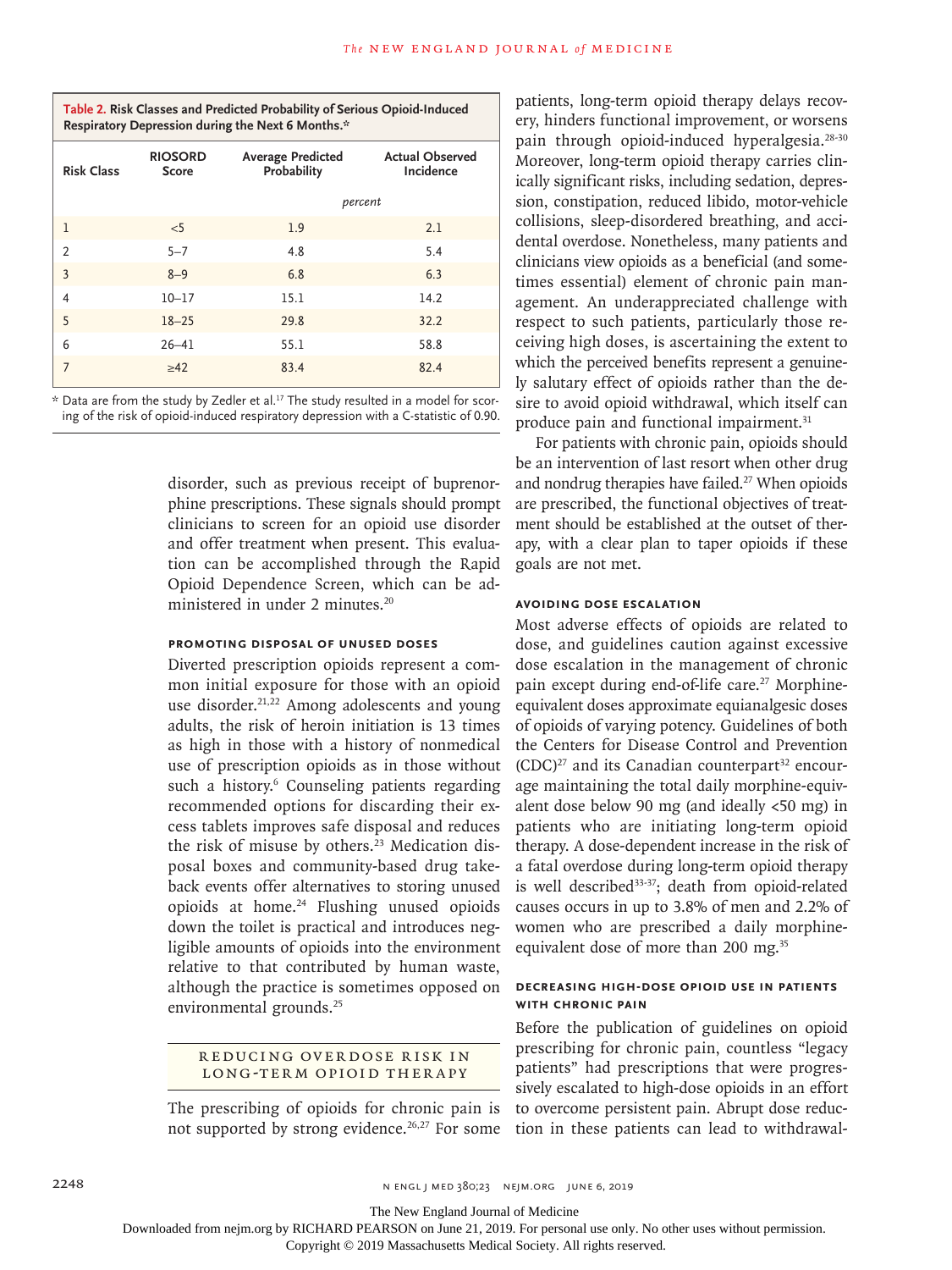**Table 2. Risk Classes and Predicted Probability of Serious Opioid-Induced Respiratory Depression during the Next 6 Months.***

| Risk Class | RIOSORD Score | Average Predicted Probability | Actual Observed Incidence |
|---|---|---|---|
| | | *percent* | |
| 1 | <5 | 1.9 | 2.1 |
| 2 | 5–7 | 4.8 | 5.4 |
| 3 | 8–9 | 6.8 | 6.3 |
| 4 | 10–17 | 15.1 | 14.2 |
| 5 | 18–25 | 29.8 | 32.2 |
| 6 | 26–41 | 55.1 | 58.8 |
| 7 | ≥42 | 83.4 | 82.4 |

\* Data are from the study by Zedler et al.[17] The study resulted in a model for scoring of the risk of opioid-induced respiratory depression with a C-statistic of 0.90.

disorder, such as previous receipt of buprenorphine prescriptions. These signals should prompt clinicians to screen for an opioid use disorder and offer treatment when present. This evaluation can be accomplished through the Rapid Opioid Dependence Screen, which can be administered in under 2 minutes.[20]

### Promoting Disposal of Unused Doses

Diverted prescription opioids represent a common initial exposure for those with an opioid use disorder.[21,22] Among adolescents and young adults, the risk of heroin initiation is 13 times as high in those with a history of nonmedical use of prescription opioids as in those without such a history.[6] Counseling patients regarding recommended options for discarding their excess tablets improves safe disposal and reduces the risk of misuse by others.[23] Medication disposal boxes and community-based drug take-back events offer alternatives to storing unused opioids at home.[24] Flushing unused opioids down the toilet is practical and introduces negligible amounts of opioids into the environment relative to that contributed by human waste, although the practice is sometimes opposed on environmental grounds.[25]

## Reducing Overdose Risk in Long-Term Opioid Therapy

The prescribing of opioids for chronic pain is not supported by strong evidence.[26,27] For some patients, long-term opioid therapy delays recovery, hinders functional improvement, or worsens pain through opioid-induced hyperalgesia.[28-30] Moreover, long-term opioid therapy carries clinically significant risks, including sedation, depression, constipation, reduced libido, motor-vehicle collisions, sleep-disordered breathing, and accidental overdose. Nonetheless, many patients and clinicians view opioids as a beneficial (and sometimes essential) element of chronic pain management. An underappreciated challenge with respect to such patients, particularly those receiving high doses, is ascertaining the extent to which the perceived benefits represent a genuinely salutary effect of opioids rather than the desire to avoid opioid withdrawal, which itself can produce pain and functional impairment.[31]

For patients with chronic pain, opioids should be an intervention of last resort when other drug and nondrug therapies have failed.[27] When opioids are prescribed, the functional objectives of treatment should be established at the outset of therapy, with a clear plan to taper opioids if these goals are not met.

### Avoiding Dose Escalation

Most adverse effects of opioids are related to dose, and guidelines caution against excessive dose escalation in the management of chronic pain except during end-of-life care.[27] Morphine-equivalent doses approximate equianalgesic doses of opioids of varying potency. Guidelines of both the Centers for Disease Control and Prevention (CDC)[27] and its Canadian counterpart[32] encourage maintaining the total daily morphine-equivalent dose below 90 mg (and ideally <50 mg) in patients who are initiating long-term opioid therapy. A dose-dependent increase in the risk of a fatal overdose during long-term opioid therapy is well described[33-37]; death from opioid-related causes occurs in up to 3.8% of men and 2.2% of women who are prescribed a daily morphine-equivalent dose of more than 200 mg.[35]

### Decreasing High-Dose Opioid Use in Patients with Chronic Pain

Before the publication of guidelines on opioid prescribing for chronic pain, countless "legacy patients" had prescriptions that were progressively escalated to high-dose opioids in an effort to overcome persistent pain. Abrupt dose reduction in these patients can lead to withdrawal-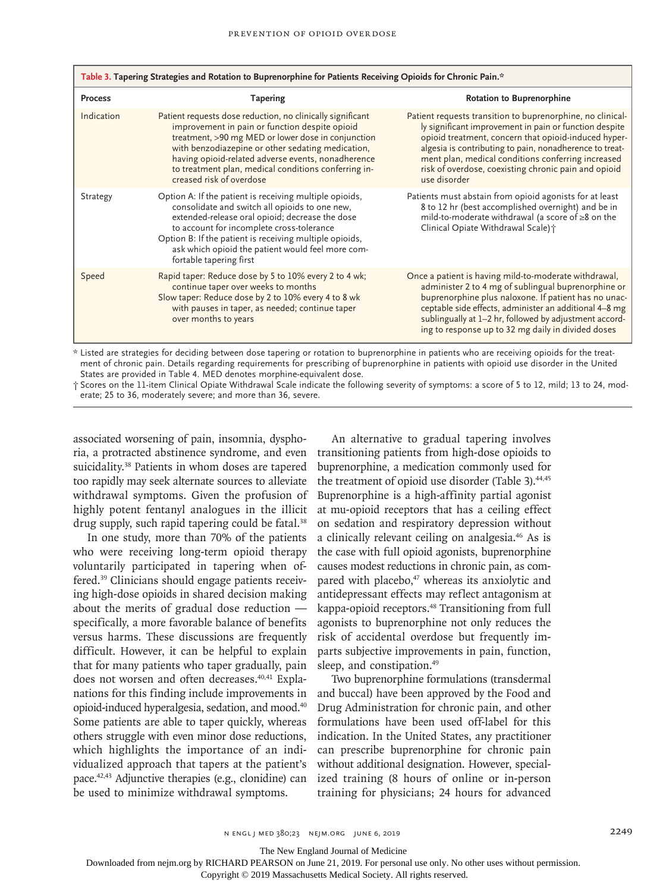**Table 3. Tapering Strategies and Rotation to Buprenorphine for Patients Receiving Opioids for Chronic Pain.***

| Process | Tapering | Rotation to Buprenorphine |
| --- | --- | --- |
| Indication | Patient requests dose reduction, no clinically significant improvement in pain or function despite opioid treatment, >90 mg MED or lower dose in conjunction with benzodiazepine or other sedating medication, having opioid-related adverse events, nonadherence to treatment plan, medical conditions conferring increased risk of overdose | Patient requests transition to buprenorphine, no clinically significant improvement in pain or function despite opioid treatment, concern that opioid-induced hyperalgesia is contributing to pain, nonadherence to treatment plan, medical conditions conferring increased risk of overdose, coexisting chronic pain and opioid use disorder |
| Strategy | Option A: If the patient is receiving multiple opioids, consolidate and switch all opioids to one new, extended-release oral opioid; decrease the dose to account for incomplete cross-tolerance<br>Option B: If the patient is receiving multiple opioids, ask which opioid the patient would feel more comfortable tapering first | Patients must abstain from opioid agonists for at least 8 to 12 hr (best accomplished overnight) and be in mild-to-moderate withdrawal (a score of ≥8 on the Clinical Opiate Withdrawal Scale)† |
| Speed | Rapid taper: Reduce dose by 5 to 10% every 2 to 4 wk; continue taper over weeks to months<br>Slow taper: Reduce dose by 2 to 10% every 4 to 8 wk with pauses in taper, as needed; continue taper over months to years | Once a patient is having mild-to-moderate withdrawal, administer 2 to 4 mg of sublingual buprenorphine or buprenorphine plus naloxone. If patient has no unacceptable side effects, administer an additional 4–8 mg sublingually at 1–2 hr, followed by adjustment according to response up to 32 mg daily in divided doses |

\* Listed are strategies for deciding between dose tapering or rotation to buprenorphine in patients who are receiving opioids for the treatment of chronic pain. Details regarding requirements for prescribing of buprenorphine in patients with opioid use disorder in the United States are provided in Table 4. MED denotes morphine-equivalent dose.

† Scores on the 11-item Clinical Opiate Withdrawal Scale indicate the following severity of symptoms: a score of 5 to 12, mild; 13 to 24, moderate; 25 to 36, moderately severe; and more than 36, severe.

associated worsening of pain, insomnia, dysphoria, a protracted abstinence syndrome, and even suicidality.[38] Patients in whom doses are tapered too rapidly may seek alternate sources to alleviate withdrawal symptoms. Given the profusion of highly potent fentanyl analogues in the illicit drug supply, such rapid tapering could be fatal.[38]

In one study, more than 70% of the patients who were receiving long-term opioid therapy voluntarily participated in tapering when offered.[39] Clinicians should engage patients receiving high-dose opioids in shared decision making about the merits of gradual dose reduction — specifically, a more favorable balance of benefits versus harms. These discussions are frequently difficult. However, it can be helpful to explain that for many patients who taper gradually, pain does not worsen and often decreases.[40,41] Explanations for this finding include improvements in opioid-induced hyperalgesia, sedation, and mood.[40] Some patients are able to taper quickly, whereas others struggle with even minor dose reductions, which highlights the importance of an individualized approach that tapers at the patient's pace.[42,43] Adjunctive therapies (e.g., clonidine) can be used to minimize withdrawal symptoms.

An alternative to gradual tapering involves transitioning patients from high-dose opioids to buprenorphine, a medication commonly used for the treatment of opioid use disorder (Table 3).[44,45] Buprenorphine is a high-affinity partial agonist at mu-opioid receptors that has a ceiling effect on sedation and respiratory depression without a clinically relevant ceiling on analgesia.[46] As is the case with full opioid agonists, buprenorphine causes modest reductions in chronic pain, as compared with placebo,[47] whereas its anxiolytic and antidepressant effects may reflect antagonism at kappa-opioid receptors.[48] Transitioning from full agonists to buprenorphine not only reduces the risk of accidental overdose but frequently imparts subjective improvements in pain, function, sleep, and constipation.[49]

Two buprenorphine formulations (transdermal and buccal) have been approved by the Food and Drug Administration for chronic pain, and other formulations have been used off-label for this indication. In the United States, any practitioner can prescribe buprenorphine for chronic pain without additional designation. However, specialized training (8 hours of online or in-person training for physicians; 24 hours for advanced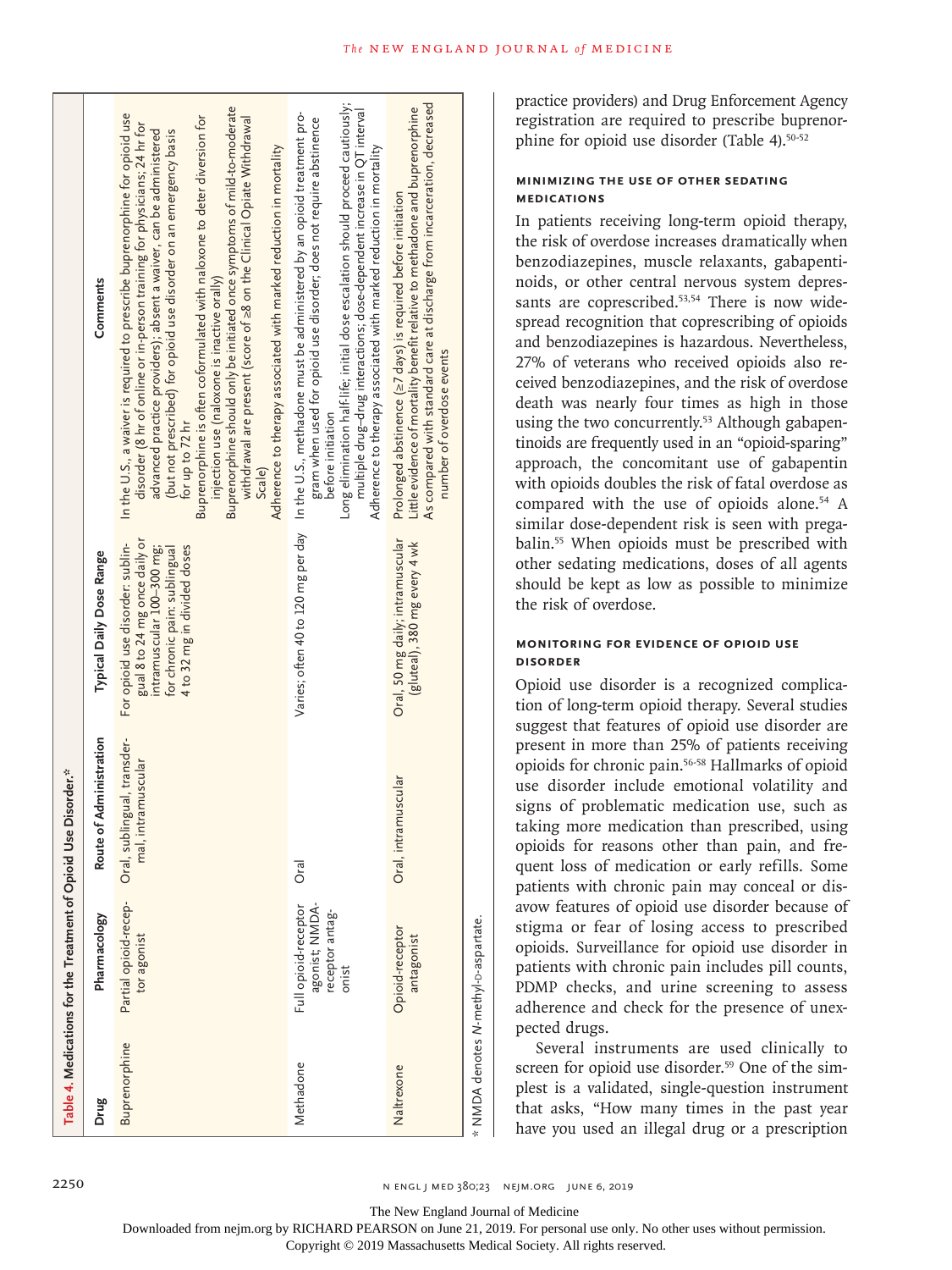**Table 4. Medications for the Treatment of Opioid Use Disorder.***

| Drug | Pharmacology | Route of Administration | Typical Daily Dose Range | Comments |
| --- | --- | --- | --- | --- |
| Buprenorphine | Partial opioid-receptor agonist | Oral, sublingual, transdermal, intramuscular | For opioid use disorder: sublingual 8 to 24 mg once daily or intramuscular 100–300 mg; for chronic pain: sublingual 4 to 32 mg in divided doses | In the U.S., a waiver is required to prescribe buprenorphine for opioid use disorder (8 hr of online or in-person training for physicians; 24 hr for advanced practice providers); absent a waiver, can be administered (but not prescribed) for opioid use disorder on an emergency basis for up to 72 hr<br>Buprenorphine is often coformulated with naloxone to deter diversion for injection use (naloxone is inactive orally)<br>Buprenorphine should only be initiated once symptoms of mild-to-moderate withdrawal are present (score of ≥8 on the Clinical Opiate Withdrawal Scale)<br>Adherence to therapy associated with marked reduction in mortality |
| Methadone | Full opioid-receptor agonist; NMDA-receptor antagonist | Oral | Varies; often 40 to 120 mg per day | In the U.S., methadone must be administered by an opioid treatment program when used for opioid use disorder; does not require abstinence before initiation<br>Long elimination half-life; initial dose escalation should proceed cautiously; multiple drug–drug interactions; dose-dependent increase in QT interval<br>Adherence to therapy associated with marked reduction in mortality |
| Naltrexone | Opioid-receptor antagonist | Oral, intramuscular | Oral, 50 mg daily; intramuscular (gluteal), 380 mg every 4 wk | Prolonged abstinence (≥7 days) is required before initiation<br>Little evidence of mortality benefit relative to methadone and buprenorphine<br>As compared with standard care at discharge from incarceration, decreased number of overdose events |

\* NMDA denotes N-methyl-D-aspartate.

practice providers) and Drug Enforcement Agency registration are required to prescribe buprenorphine for opioid use disorder (Table 4).[50-52]

#### MINIMIZING THE USE OF OTHER SEDATING MEDICATIONS

In patients receiving long-term opioid therapy, the risk of overdose increases dramatically when benzodiazepines, muscle relaxants, gabapentinoids, or other central nervous system depressants are coprescribed.[53,54] There is now widespread recognition that coprescribing of opioids and benzodiazepines is hazardous. Nevertheless, 27% of veterans who received opioids also received benzodiazepines, and the risk of overdose death was nearly four times as high in those using the two concurrently.[53] Although gabapentinoids are frequently used in an "opioid-sparing" approach, the concomitant use of gabapentin with opioids doubles the risk of fatal overdose as compared with the use of opioids alone.[54] A similar dose-dependent risk is seen with pregabalin.[55] When opioids must be prescribed with other sedating medications, doses of all agents should be kept as low as possible to minimize the risk of overdose.

#### MONITORING FOR EVIDENCE OF OPIOID USE DISORDER

Opioid use disorder is a recognized complication of long-term opioid therapy. Several studies suggest that features of opioid use disorder are present in more than 25% of patients receiving opioids for chronic pain.[56-58] Hallmarks of opioid use disorder include emotional volatility and signs of problematic medication use, such as taking more medication than prescribed, using opioids for reasons other than pain, and frequent loss of medication or early refills. Some patients with chronic pain may conceal or disavow features of opioid use disorder because of stigma or fear of losing access to prescribed opioids. Surveillance for opioid use disorder in patients with chronic pain includes pill counts, PDMP checks, and urine screening to assess adherence and check for the presence of unexpected drugs.

Several instruments are used clinically to screen for opioid use disorder.[59] One of the simplest is a validated, single-question instrument that asks, "How many times in the past year have you used an illegal drug or a prescription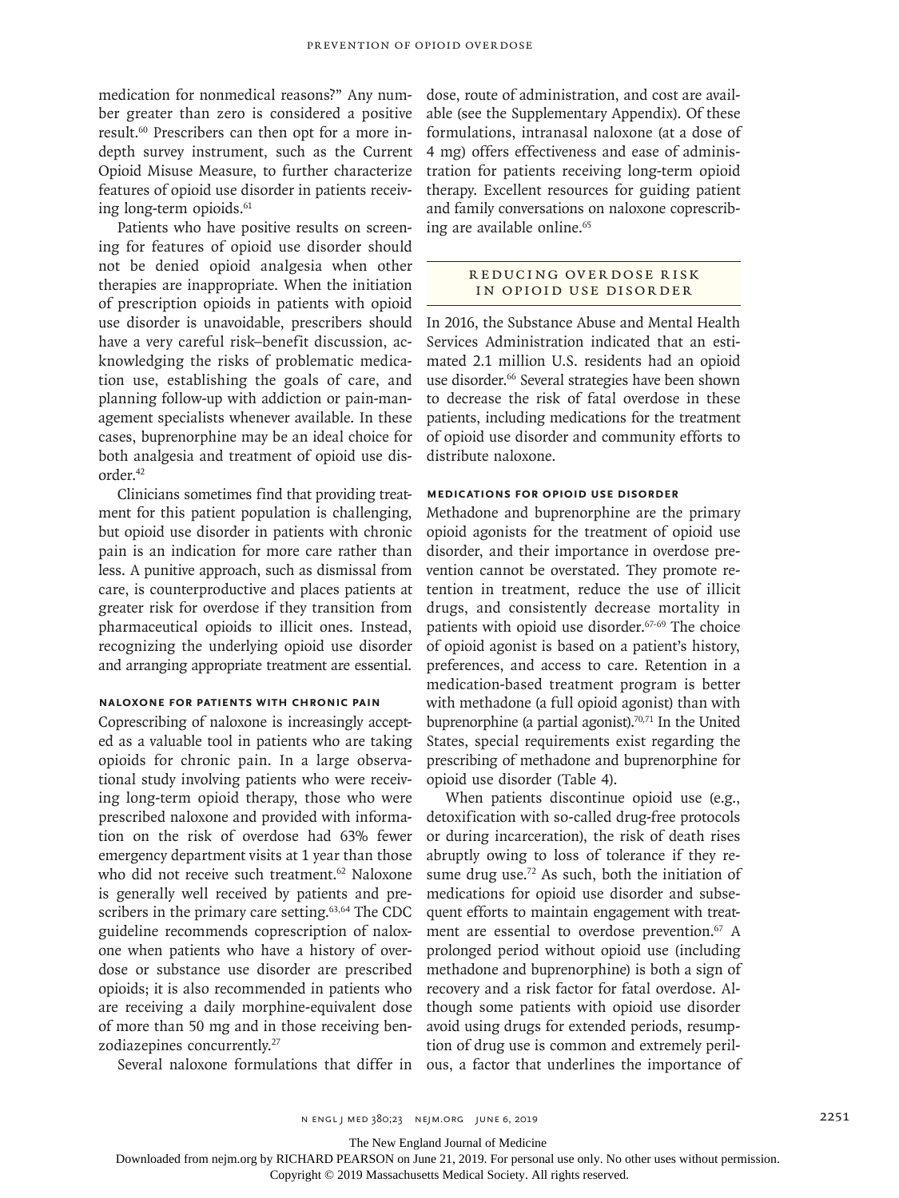medication for nonmedical reasons?" Any number greater than zero is considered a positive result.[60] Prescribers can then opt for a more in-depth survey instrument, such as the Current Opioid Misuse Measure, to further characterize features of opioid use disorder in patients receiving long-term opioids.[61]

Patients who have positive results on screening for features of opioid use disorder should not be denied opioid analgesia when other therapies are inappropriate. When the initiation of prescription opioids in patients with opioid use disorder is unavoidable, prescribers should have a very careful risk–benefit discussion, acknowledging the risks of problematic medication use, establishing the goals of care, and planning follow-up with addiction or pain-management specialists whenever available. In these cases, buprenorphine may be an ideal choice for both analgesia and treatment of opioid use disorder.[42]

Clinicians sometimes find that providing treatment for this patient population is challenging, but opioid use disorder in patients with chronic pain is an indication for more care rather than less. A punitive approach, such as dismissal from care, is counterproductive and places patients at greater risk for overdose if they transition from pharmaceutical opioids to illicit ones. Instead, recognizing the underlying opioid use disorder and arranging appropriate treatment are essential.

### NALOXONE FOR PATIENTS WITH CHRONIC PAIN

Coprescribing of naloxone is increasingly accepted as a valuable tool in patients who are taking opioids for chronic pain. In a large observational study involving patients who were receiving long-term opioid therapy, those who were prescribed naloxone and provided with information on the risk of overdose had 63% fewer emergency department visits at 1 year than those who did not receive such treatment.[62] Naloxone is generally well received by patients and prescribers in the primary care setting.[63,64] The CDC guideline recommends coprescription of naloxone when patients who have a history of overdose or substance use disorder are prescribed opioids; it is also recommended in patients who are receiving a daily morphine-equivalent dose of more than 50 mg and in those receiving benzodiazepines concurrently.[27]

Several naloxone formulations that differ in dose, route of administration, and cost are available (see the Supplementary Appendix). Of these formulations, intranasal naloxone (at a dose of 4 mg) offers effectiveness and ease of administration for patients receiving long-term opioid therapy. Excellent resources for guiding patient and family conversations on naloxone coprescribing are available online.[65]

## REDUCING OVERDOSE RISK IN OPIOID USE DISORDER

In 2016, the Substance Abuse and Mental Health Services Administration indicated that an estimated 2.1 million U.S. residents had an opioid use disorder.[66] Several strategies have been shown to decrease the risk of fatal overdose in these patients, including medications for the treatment of opioid use disorder and community efforts to distribute naloxone.

### MEDICATIONS FOR OPIOID USE DISORDER

Methadone and buprenorphine are the primary opioid agonists for the treatment of opioid use disorder, and their importance in overdose prevention cannot be overstated. They promote retention in treatment, reduce the use of illicit drugs, and consistently decrease mortality in patients with opioid use disorder.[67-69] The choice of opioid agonist is based on a patient's history, preferences, and access to care. Retention in a medication-based treatment program is better with methadone (a full opioid agonist) than with buprenorphine (a partial agonist).[70,71] In the United States, special requirements exist regarding the prescribing of methadone and buprenorphine for opioid use disorder (Table 4).

When patients discontinue opioid use (e.g., detoxification with so-called drug-free protocols or during incarceration), the risk of death rises abruptly owing to loss of tolerance if they resume drug use.[72] As such, both the initiation of medications for opioid use disorder and subsequent efforts to maintain engagement with treatment are essential to overdose prevention.[67] A prolonged period without opioid use (including methadone and buprenorphine) is both a sign of recovery and a risk factor for fatal overdose. Although some patients with opioid use disorder avoid using drugs for extended periods, resumption of drug use is common and extremely perilous, a factor that underlines the importance of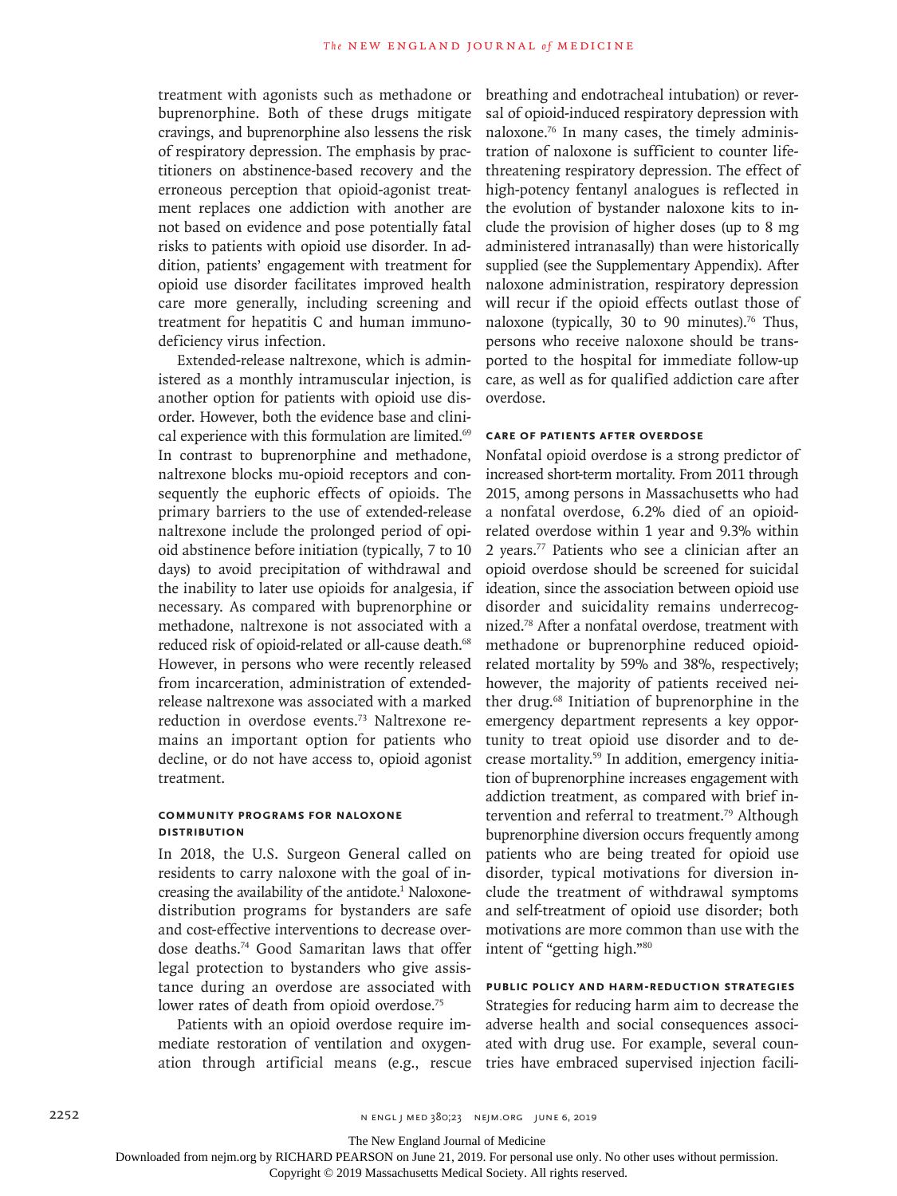treatment with agonists such as methadone or buprenorphine. Both of these drugs mitigate cravings, and buprenorphine also lessens the risk of respiratory depression. The emphasis by practitioners on abstinence-based recovery and the erroneous perception that opioid-agonist treatment replaces one addiction with another are not based on evidence and pose potentially fatal risks to patients with opioid use disorder. In addition, patients' engagement with treatment for opioid use disorder facilitates improved health care more generally, including screening and treatment for hepatitis C and human immunodeficiency virus infection.

Extended-release naltrexone, which is administered as a monthly intramuscular injection, is another option for patients with opioid use disorder. However, both the evidence base and clinical experience with this formulation are limited.[69] In contrast to buprenorphine and methadone, naltrexone blocks mu-opioid receptors and consequently the euphoric effects of opioids. The primary barriers to the use of extended-release naltrexone include the prolonged period of opioid abstinence before initiation (typically, 7 to 10 days) to avoid precipitation of withdrawal and the inability to later use opioids for analgesia, if necessary. As compared with buprenorphine or methadone, naltrexone is not associated with a reduced risk of opioid-related or all-cause death.[68] However, in persons who were recently released from incarceration, administration of extended-release naltrexone was associated with a marked reduction in overdose events.[73] Naltrexone remains an important option for patients who decline, or do not have access to, opioid agonist treatment.

### Community Programs for Naloxone Distribution

In 2018, the U.S. Surgeon General called on residents to carry naloxone with the goal of increasing the availability of the antidote.[1] Naloxone-distribution programs for bystanders are safe and cost-effective interventions to decrease overdose deaths.[74] Good Samaritan laws that offer legal protection to bystanders who give assistance during an overdose are associated with lower rates of death from opioid overdose.[75]

Patients with an opioid overdose require immediate restoration of ventilation and oxygenation through artificial means (e.g., rescue breathing and endotracheal intubation) or reversal of opioid-induced respiratory depression with naloxone.[76] In many cases, the timely administration of naloxone is sufficient to counter life-threatening respiratory depression. The effect of high-potency fentanyl analogues is reflected in the evolution of bystander naloxone kits to include the provision of higher doses (up to 8 mg administered intranasally) than were historically supplied (see the Supplementary Appendix). After naloxone administration, respiratory depression will recur if the opioid effects outlast those of naloxone (typically, 30 to 90 minutes).[76] Thus, persons who receive naloxone should be transported to the hospital for immediate follow-up care, as well as for qualified addiction care after overdose.

### Care of Patients after Overdose

Nonfatal opioid overdose is a strong predictor of increased short-term mortality. From 2011 through 2015, among persons in Massachusetts who had a nonfatal overdose, 6.2% died of an opioid-related overdose within 1 year and 9.3% within 2 years.[77] Patients who see a clinician after an opioid overdose should be screened for suicidal ideation, since the association between opioid use disorder and suicidality remains underrecognized.[78] After a nonfatal overdose, treatment with methadone or buprenorphine reduced opioid-related mortality by 59% and 38%, respectively; however, the majority of patients received neither drug.[68] Initiation of buprenorphine in the emergency department represents a key opportunity to treat opioid use disorder and to decrease mortality.[59] In addition, emergency initiation of buprenorphine increases engagement with addiction treatment, as compared with brief intervention and referral to treatment.[79] Although buprenorphine diversion occurs frequently among patients who are being treated for opioid use disorder, typical motivations for diversion include the treatment of withdrawal symptoms and self-treatment of opioid use disorder; both motivations are more common than use with the intent of "getting high."[80]

### Public Policy and Harm-Reduction Strategies

Strategies for reducing harm aim to decrease the adverse health and social consequences associated with drug use. For example, several countries have embraced supervised injection facili-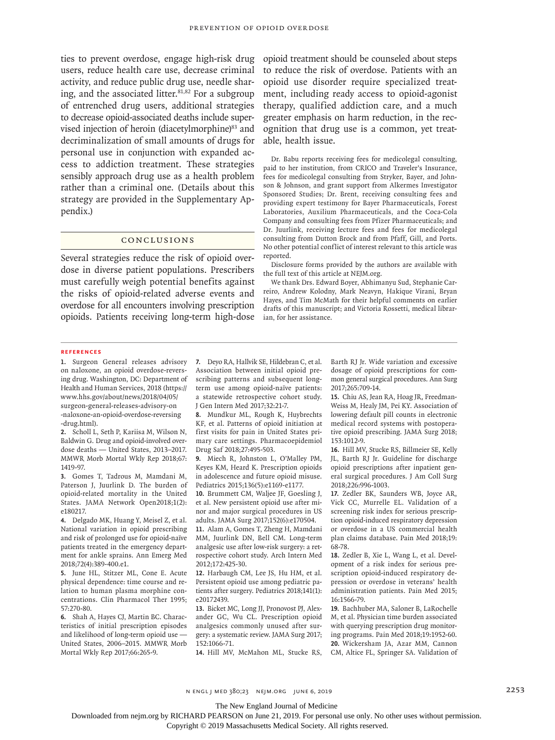ties to prevent overdose, engage high-risk drug users, reduce health care use, decrease criminal activity, and reduce public drug use, needle sharing, and the associated litter.[81,82] For a subgroup of entrenched drug users, additional strategies to decrease opioid-associated deaths include supervised injection of heroin (diacetylmorphine)[83] and decriminalization of small amounts of drugs for personal use in conjunction with expanded access to addiction treatment. These strategies sensibly approach drug use as a health problem rather than a criminal one. (Details about this strategy are provided in the Supplementary Appendix.)

## Conclusions

Several strategies reduce the risk of opioid overdose in diverse patient populations. Prescribers must carefully weigh potential benefits against the risks of opioid-related adverse events and overdose for all encounters involving prescription opioids. Patients receiving long-term high-dose opioid treatment should be counseled about steps to reduce the risk of overdose. Patients with an opioid use disorder require specialized treatment, including ready access to opioid-agonist therapy, qualified addiction care, and a much greater emphasis on harm reduction, in the recognition that drug use is a common, yet treatable, health issue.

Dr. Babu reports receiving fees for medicolegal consulting, paid to her institution, from CRICO and Traveler's Insurance, fees for medicolegal consulting from Stryker, Bayer, and Johnson & Johnson, and grant support from Alkermes Investigator Sponsored Studies; Dr. Brent, receiving consulting fees and providing expert testimony for Bayer Pharmaceuticals, Forest Laboratories, Auxilium Pharmaceuticals, and the Coca-Cola Company and consulting fees from Pfizer Pharmaceuticals; and Dr. Juurlink, receiving lecture fees and fees for medicolegal consulting from Dutton Brock and from Pfaff, Gill, and Ports. No other potential conflict of interest relevant to this article was reported.

Disclosure forms provided by the authors are available with the full text of this article at NEJM.org.

We thank Drs. Edward Boyer, Abhimanyu Sud, Stephanie Carreiro, Andrew Kolodny, Mark Neavyn, Hakique Virani, Bryan Hayes, and Tim McMath for their helpful comments on earlier drafts of this manuscript; and Victoria Rossetti, medical librarian, for her assistance.

### References

1. Surgeon General releases advisory on naloxone, an opioid overdose-reversing drug. Washington, DC: Department of Health and Human Services, 2018 (https://www.hhs.gov/about/news/2018/04/05/surgeon-general-releases-advisory-on-naloxone-an-opioid-overdose-reversing-drug.html).
2. Scholl L, Seth P, Kariisa M, Wilson N, Baldwin G. Drug and opioid-involved overdose deaths — United States, 2013–2017. MMWR Morb Mortal Wkly Rep 2018;67:1419-97.
3. Gomes T, Tadrous M, Mamdani M, Paterson J, Juurlink D. The burden of opioid-related mortality in the United States. JAMA Network Open2018;1(2):e180217.
4. Delgado MK, Huang Y, Meisel Z, et al. National variation in opioid prescribing and risk of prolonged use for opioid-naïve patients treated in the emergency department for ankle sprains. Ann Emerg Med 2018;72(4):389-400.e1.
5. June HL, Stitzer ML, Cone E. Acute physical dependence: time course and relation to human plasma morphine concentrations. Clin Pharmacol Ther 1995;57:270-80.
6. Shah A, Hayes CJ, Martin BC. Characteristics of initial prescription episodes and likelihood of long-term opioid use — United States, 2006–2015. MMWR Morb Mortal Wkly Rep 2017;66:265-9.
7. Deyo RA, Hallvik SE, Hildebran C, et al. Association between initial opioid prescribing patterns and subsequent long-term use among opioid-naïve patients: a statewide retrospective cohort study. J Gen Intern Med 2017;32:21-7.
8. Mundkur ML, Rough K, Huybrechts KF, et al. Patterns of opioid initiation at first visits for pain in United States primary care settings. Pharmacoepidemiol Drug Saf 2018;27:495-503.
9. Miech R, Johnston L, O'Malley PM, Keyes KM, Heard K. Prescription opioids in adolescence and future opioid misuse. Pediatrics 2015;136(5):e1169-e1177.
10. Brummett CM, Waljee JF, Goesling J, et al. New persistent opioid use after minor and major surgical procedures in US adults. JAMA Surg 2017;152(6):e170504.
11. Alam A, Gomes T, Zheng H, Mamdani MM, Juurlink DN, Bell CM. Long-term analgesic use after low-risk surgery: a retrospective cohort study. Arch Intern Med 2012;172:425-30.
12. Harbaugh CM, Lee JS, Hu HM, et al. Persistent opioid use among pediatric patients after surgery. Pediatrics 2018;141(1):e20172439.
13. Bicket MC, Long JJ, Pronovost PJ, Alexander GC, Wu CL. Prescription opioid analgesics commonly unused after surgery: a systematic review. JAMA Surg 2017;152:1066-71.
14. Hill MV, McMahon ML, Stucke RS, Barth RJ Jr. Wide variation and excessive dosage of opioid prescriptions for common general surgical procedures. Ann Surg 2017;265:709-14.
15. Chiu AS, Jean RA, Hoag JR, Freedman-Weiss M, Healy JM, Pei KY. Association of lowering default pill counts in electronic medical record systems with postoperative opioid prescribing. JAMA Surg 2018;153:1012-9.
16. Hill MV, Stucke RS, Billmeier SE, Kelly JL, Barth RJ Jr. Guideline for discharge opioid prescriptions after inpatient general surgical procedures. J Am Coll Surg 2018;226:996-1003.
17. Zedler BK, Saunders WB, Joyce AR, Vick CC, Murrelle EL. Validation of a screening risk index for serious prescription opioid-induced respiratory depression or overdose in a US commercial health plan claims database. Pain Med 2018;19:68-78.
18. Zedler B, Xie L, Wang L, et al. Development of a risk index for serious prescription opioid-induced respiratory depression or overdose in veterans' health administration patients. Pain Med 2015;16:1566-79.
19. Bachhuber MA, Saloner B, LaRochelle M, et al. Physician time burden associated with querying prescription drug monitoring programs. Pain Med 2018;19:1952-60.
20. Wickersham JA, Azar MM, Cannon CM, Altice FL, Springer SA. Validation of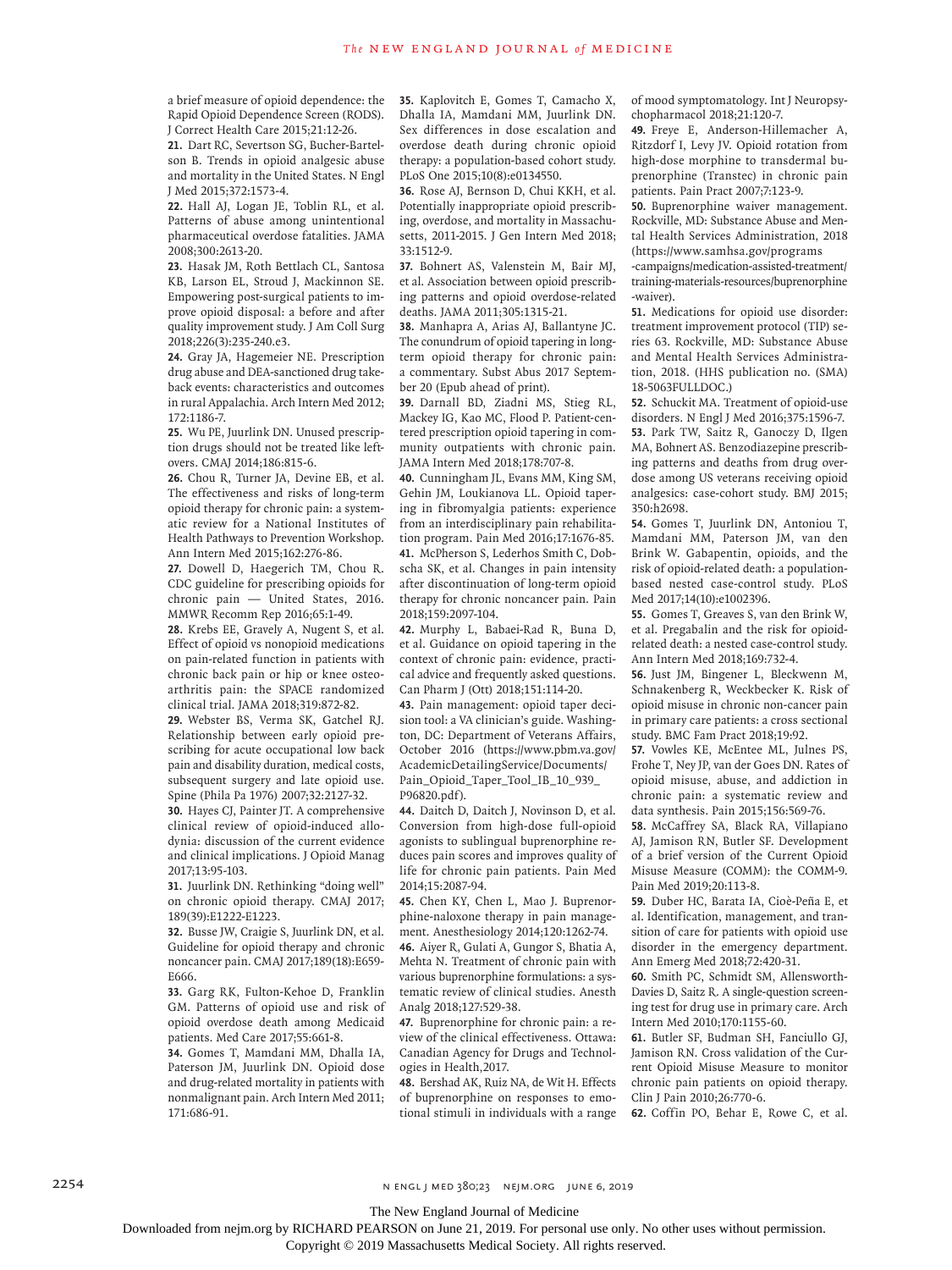a brief measure of opioid dependence: the Rapid Opioid Dependence Screen (RODS). J Correct Health Care 2015;21:12-26.

**21.** Dart RC, Severtson SG, Bucher-Bartelson B. Trends in opioid analgesic abuse and mortality in the United States. N Engl J Med 2015;372:1573-4.

**22.** Hall AJ, Logan JE, Toblin RL, et al. Patterns of abuse among unintentional pharmaceutical overdose fatalities. JAMA 2008;300:2613-20.

**23.** Hasak JM, Roth Bettlach CL, Santosa KB, Larson EL, Stroud J, Mackinnon SE. Empowering post-surgical patients to improve opioid disposal: a before and after quality improvement study. J Am Coll Surg 2018;226(3):235-240.e3.

**24.** Gray JA, Hagemeier NE. Prescription drug abuse and DEA-sanctioned drug take-back events: characteristics and outcomes in rural Appalachia. Arch Intern Med 2012; 172:1186-7.

**25.** Wu PE, Juurlink DN. Unused prescription drugs should not be treated like leftovers. CMAJ 2014;186:815-6.

**26.** Chou R, Turner JA, Devine EB, et al. The effectiveness and risks of long-term opioid therapy for chronic pain: a systematic review for a National Institutes of Health Pathways to Prevention Workshop. Ann Intern Med 2015;162:276-86.

**27.** Dowell D, Haegerich TM, Chou R. CDC guideline for prescribing opioids for chronic pain — United States, 2016. MMWR Recomm Rep 2016;65:1-49.

**28.** Krebs EE, Gravely A, Nugent S, et al. Effect of opioid vs nonopioid medications on pain-related function in patients with chronic back pain or hip or knee osteoarthritis pain: the SPACE randomized clinical trial. JAMA 2018;319:872-82.

**29.** Webster BS, Verma SK, Gatchel RJ. Relationship between early opioid prescribing for acute occupational low back pain and disability duration, medical costs, subsequent surgery and late opioid use. Spine (Phila Pa 1976) 2007;32:2127-32.

**30.** Hayes CJ, Painter JT. A comprehensive clinical review of opioid-induced allodynia: discussion of the current evidence and clinical implications. J Opioid Manag 2017;13:95-103.

**31.** Juurlink DN. Rethinking "doing well" on chronic opioid therapy. CMAJ 2017; 189(39):E1222-E1223.

**32.** Busse JW, Craigie S, Juurlink DN, et al. Guideline for opioid therapy and chronic noncancer pain. CMAJ 2017;189(18):E659-E666.

**33.** Garg RK, Fulton-Kehoe D, Franklin GM. Patterns of opioid use and risk of opioid overdose death among Medicaid patients. Med Care 2017;55:661-8.

**34.** Gomes T, Mamdani MM, Dhalla IA, Paterson JM, Juurlink DN. Opioid dose and drug-related mortality in patients with nonmalignant pain. Arch Intern Med 2011; 171:686-91.

**35.** Kaplovitch E, Gomes T, Camacho X, Dhalla IA, Mamdani MM, Juurlink DN. Sex differences in dose escalation and overdose death during chronic opioid therapy: a population-based cohort study. PLoS One 2015;10(8):e0134550.

**36.** Rose AJ, Bernson D, Chui KKH, et al. Potentially inappropriate opioid prescribing, overdose, and mortality in Massachusetts, 2011-2015. J Gen Intern Med 2018; 33:1512-9.

**37.** Bohnert AS, Valenstein M, Bair MJ, et al. Association between opioid prescribing patterns and opioid overdose-related deaths. JAMA 2011;305:1315-21.

**38.** Manhapra A, Arias AJ, Ballantyne JC. The conundrum of opioid tapering in long-term opioid therapy for chronic pain: a commentary. Subst Abus 2017 September 20 (Epub ahead of print).

**39.** Darnall BD, Ziadni MS, Stieg RL, Mackey IG, Kao MC, Flood P. Patient-centered prescription opioid tapering in community outpatients with chronic pain. JAMA Intern Med 2018;178:707-8.

**40.** Cunningham JL, Evans MM, King SM, Gehin JM, Loukianova LL. Opioid tapering in fibromyalgia patients: experience from an interdisciplinary pain rehabilitation program. Pain Med 2016;17:1676-85.

**41.** McPherson S, Lederhos Smith C, Dobscha SK, et al. Changes in pain intensity after discontinuation of long-term opioid therapy for chronic noncancer pain. Pain 2018;159:2097-104.

**42.** Murphy L, Babaei-Rad R, Buna D, et al. Guidance on opioid tapering in the context of chronic pain: evidence, practical advice and frequently asked questions. Can Pharm J (Ott) 2018;151:114-20.

**43.** Pain management: opioid taper decision tool: a VA clinician's guide. Washington, DC: Department of Veterans Affairs, October 2016 (https://www.pbm.va.gov/AcademicDetailingService/Documents/Pain_Opioid_Taper_Tool_IB_10_939_P96820.pdf).

**44.** Daitch D, Daitch J, Novinson D, et al. Conversion from high-dose full-opioid agonists to sublingual buprenorphine reduces pain scores and improves quality of life for chronic pain patients. Pain Med 2014;15:2087-94.

**45.** Chen KY, Chen L, Mao J. Buprenorphine-naloxone therapy in pain management. Anesthesiology 2014;120:1262-74.

**46.** Aiyer R, Gulati A, Gungor S, Bhatia A, Mehta N. Treatment of chronic pain with various buprenorphine formulations: a systematic review of clinical studies. Anesth Analg 2018;127:529-38.

**47.** Buprenorphine for chronic pain: a review of the clinical effectiveness. Ottawa: Canadian Agency for Drugs and Technologies in Health,2017.

**48.** Bershad AK, Ruiz NA, de Wit H. Effects of buprenorphine on responses to emotional stimuli in individuals with a range of mood symptomatology. Int J Neuropsychopharmacol 2018;21:120-7.

**49.** Freye E, Anderson-Hillemacher A, Ritzdorf I, Levy JV. Opioid rotation from high-dose morphine to transdermal buprenorphine (Transtec) in chronic pain patients. Pain Pract 2007;7:123-9.

**50.** Buprenorphine waiver management. Rockville, MD: Substance Abuse and Mental Health Services Administration, 2018 (https://www.samhsa.gov/programs-campaigns/medication-assisted-treatment/training-materials-resources/buprenorphine-waiver).

**51.** Medications for opioid use disorder: treatment improvement protocol (TIP) series 63. Rockville, MD: Substance Abuse and Mental Health Services Administration, 2018. (HHS publication no. (SMA) 18-5063FULLDOC.)

**52.** Schuckit MA. Treatment of opioid-use disorders. N Engl J Med 2016;375:1596-7.

**53.** Park TW, Saitz R, Ganoczy D, Ilgen MA, Bohnert AS. Benzodiazepine prescribing patterns and deaths from drug overdose among US veterans receiving opioid analgesics: case-cohort study. BMJ 2015; 350:h2698.

**54.** Gomes T, Juurlink DN, Antoniou T, Mamdani MM, Paterson JM, van den Brink W. Gabapentin, opioids, and the risk of opioid-related death: a population-based nested case-control study. PLoS Med 2017;14(10):e1002396.

**55.** Gomes T, Greaves S, van den Brink W, et al. Pregabalin and the risk for opioid-related death: a nested case-control study. Ann Intern Med 2018;169:732-4.

**56.** Just JM, Bingener L, Bleckwenn M, Schnakenberg R, Weckbecker K. Risk of opioid misuse in chronic non-cancer pain in primary care patients: a cross sectional study. BMC Fam Pract 2018;19:92.

**57.** Vowles KE, McEntee ML, Julnes PS, Frohe T, Ney JP, van der Goes DN. Rates of opioid misuse, abuse, and addiction in chronic pain: a systematic review and data synthesis. Pain 2015;156:569-76.

**58.** McCaffrey SA, Black RA, Villapiano AJ, Jamison RN, Butler SF. Development of a brief version of the Current Opioid Misuse Measure (COMM): the COMM-9. Pain Med 2019;20:113-8.

**59.** Duber HC, Barata IA, Cioè-Peña E, et al. Identification, management, and transition of care for patients with opioid use disorder in the emergency department. Ann Emerg Med 2018;72:420-31.

**60.** Smith PC, Schmidt SM, Allensworth-Davies D, Saitz R. A single-question screening test for drug use in primary care. Arch Intern Med 2010;170:1155-60.

**61.** Butler SF, Budman SH, Fanciullo GJ, Jamison RN. Cross validation of the Current Opioid Misuse Measure to monitor chronic pain patients on opioid therapy. Clin J Pain 2010;26:770-6.

**62.** Coffin PO, Behar E, Rowe C, et al.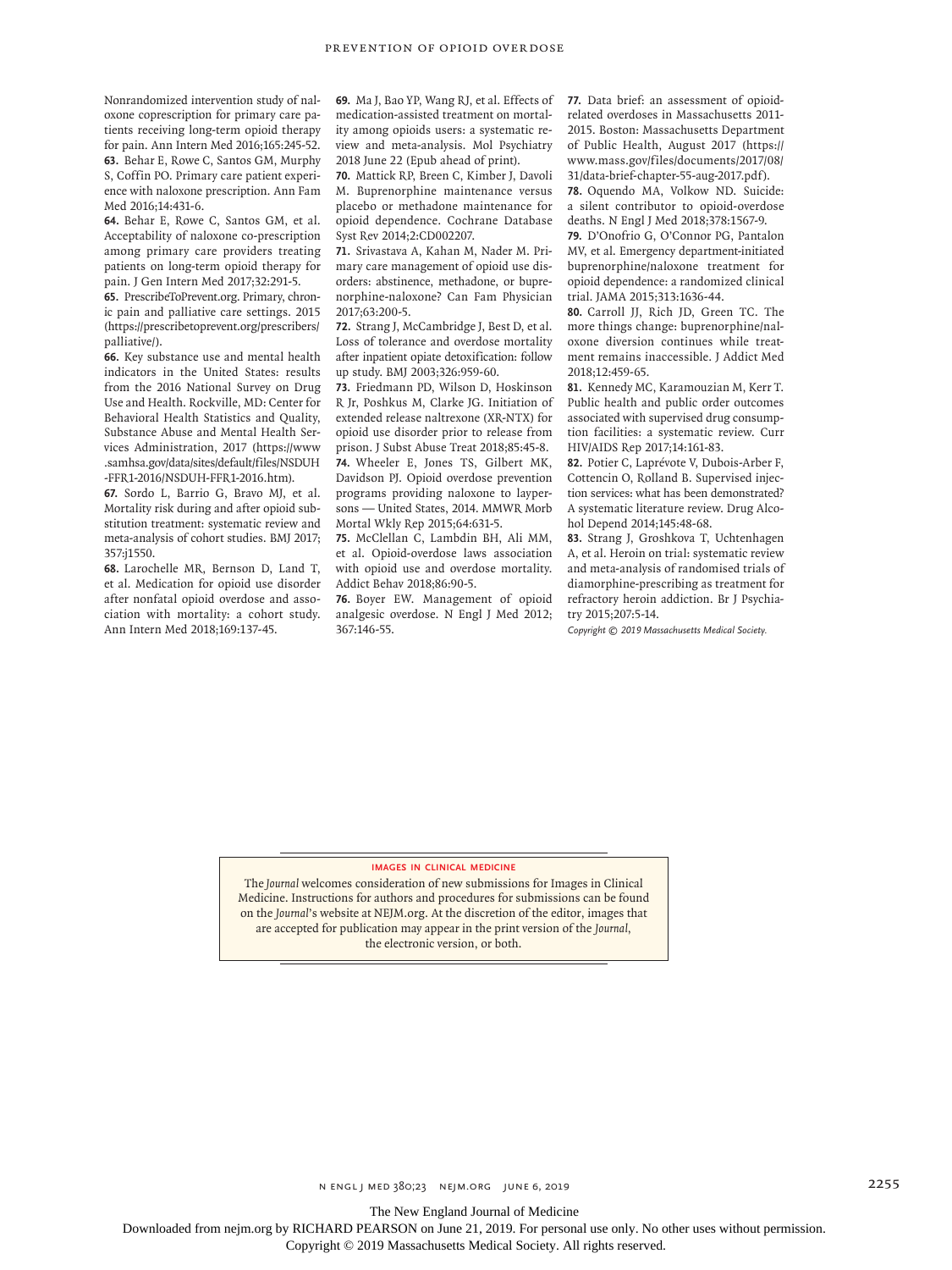Nonrandomized intervention study of naloxone coprescription for primary care patients receiving long-term opioid therapy for pain. Ann Intern Med 2016;165:245-52.

**63.** Behar E, Rowe C, Santos GM, Murphy S, Coffin PO. Primary care patient experience with naloxone prescription. Ann Fam Med 2016;14:431-6.

**64.** Behar E, Rowe C, Santos GM, et al. Acceptability of naloxone co-prescription among primary care providers treating patients on long-term opioid therapy for pain. J Gen Intern Med 2017;32:291-5.

**65.** PrescribeToPrevent.org. Primary, chronic pain and palliative care settings. 2015 (https://prescribetoprevent.org/prescribers/palliative/).

**66.** Key substance use and mental health indicators in the United States: results from the 2016 National Survey on Drug Use and Health. Rockville, MD: Center for Behavioral Health Statistics and Quality, Substance Abuse and Mental Health Services Administration, 2017 (https://www.samhsa.gov/data/sites/default/files/NSDUH-FFR1-2016/NSDUH-FFR1-2016.htm).

**67.** Sordo L, Barrio G, Bravo MJ, et al. Mortality risk during and after opioid substitution treatment: systematic review and meta-analysis of cohort studies. BMJ 2017;357:j1550.

**68.** Larochelle MR, Bernson D, Land T, et al. Medication for opioid use disorder after nonfatal opioid overdose and association with mortality: a cohort study. Ann Intern Med 2018;169:137-45.

**69.** Ma J, Bao YP, Wang RJ, et al. Effects of medication-assisted treatment on mortality among opioids users: a systematic review and meta-analysis. Mol Psychiatry 2018 June 22 (Epub ahead of print).

**70.** Mattick RP, Breen C, Kimber J, Davoli M. Buprenorphine maintenance versus placebo or methadone maintenance for opioid dependence. Cochrane Database Syst Rev 2014;2:CD002207.

**71.** Srivastava A, Kahan M, Nader M. Primary care management of opioid use disorders: abstinence, methadone, or buprenorphine-naloxone? Can Fam Physician 2017;63:200-5.

**72.** Strang J, McCambridge J, Best D, et al. Loss of tolerance and overdose mortality after inpatient opiate detoxification: follow up study. BMJ 2003;326:959-60.

**73.** Friedmann PD, Wilson D, Hoskinson R Jr, Poshkus M, Clarke JG. Initiation of extended release naltrexone (XR-NTX) for opioid use disorder prior to release from prison. J Subst Abuse Treat 2018;85:45-8.

**74.** Wheeler E, Jones TS, Gilbert MK, Davidson PJ. Opioid overdose prevention programs providing naloxone to laypersons — United States, 2014. MMWR Morb Mortal Wkly Rep 2015;64:631-5.

**75.** McClellan C, Lambdin BH, Ali MM, et al. Opioid-overdose laws association with opioid use and overdose mortality. Addict Behav 2018;86:90-5.

**76.** Boyer EW. Management of opioid analgesic overdose. N Engl J Med 2012;367:146-55.

**77.** Data brief: an assessment of opioid-related overdoses in Massachusetts 2011-2015. Boston: Massachusetts Department of Public Health, August 2017 (https://www.mass.gov/files/documents/2017/08/31/data-brief-chapter-55-aug-2017.pdf).

**78.** Oquendo MA, Volkow ND. Suicide: a silent contributor to opioid-overdose deaths. N Engl J Med 2018;378:1567-9.

**79.** D'Onofrio G, O'Connor PG, Pantalon MV, et al. Emergency department-initiated buprenorphine/naloxone treatment for opioid dependence: a randomized clinical trial. JAMA 2015;313:1636-44.

**80.** Carroll JJ, Rich JD, Green TC. The more things change: buprenorphine/naloxone diversion continues while treatment remains inaccessible. J Addict Med 2018;12:459-65.

**81.** Kennedy MC, Karamouzian M, Kerr T. Public health and public order outcomes associated with supervised drug consumption facilities: a systematic review. Curr HIV/AIDS Rep 2017;14:161-83.

**82.** Potier C, Laprévote V, Dubois-Arber F, Cottencin O, Rolland B. Supervised injection services: what has been demonstrated? A systematic literature review. Drug Alcohol Depend 2014;145:48-68.

**83.** Strang J, Groshkova T, Uchtenhagen A, et al. Heroin on trial: systematic review and meta-analysis of randomised trials of diamorphine-prescribing as treatment for refractory heroin addiction. Br J Psychiatry 2015;207:5-14.

*Copyright © 2019 Massachusetts Medical Society.*

---

**IMAGES IN CLINICAL MEDICINE**

The *Journal* welcomes consideration of new submissions for Images in Clinical Medicine. Instructions for authors and procedures for submissions can be found on the *Journal*'s website at NEJM.org. At the discretion of the editor, images that are accepted for publication may appear in the print version of the *Journal*, the electronic version, or both.